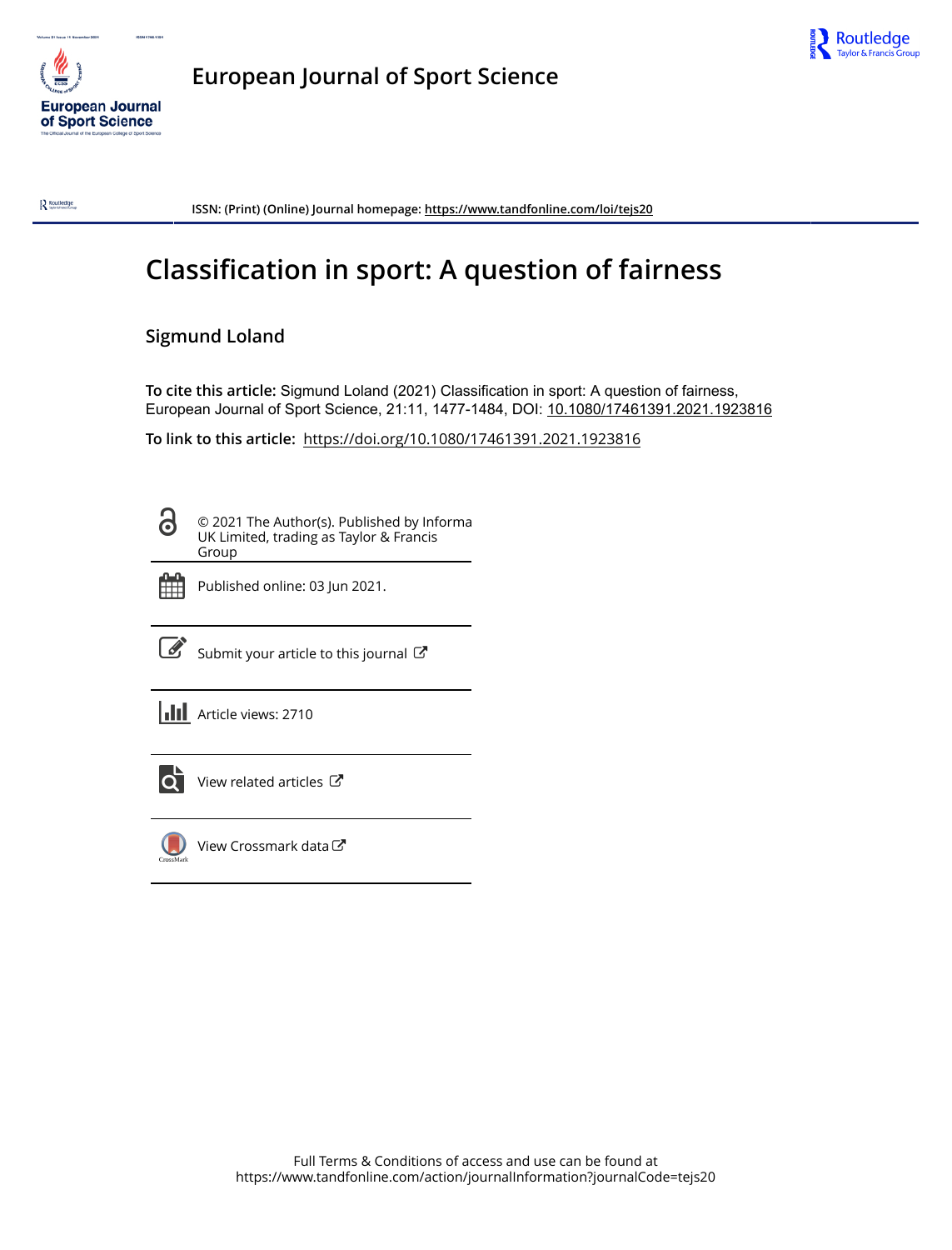# European Journal of Sport Science

ISSN: (Print) (Online) Journal homepage: https://www.tandfonline.com/loi/tejs20

## Classification in sport: A question of fairness

**Sigmund Loland**

**To cite this article:** Sigmund Loland (2021) Classification in sport: A question of fairness, European Journal of Sport Science, 21:11, 1477-1484, DOI: 10.1080/17461391.2021.1923816

**To link to this article:** https://doi.org/10.1080/17461391.2021.1923816

© 2021 The Author(s). Published by Informa UK Limited, trading as Taylor & Francis Group

Published online: 03 Jun 2021.

Submit your article to this journal

Article views: 2710

View related articles

View Crossmark data

Full Terms & Conditions of access and use can be found at https://www.tandfonline.com/action/journalInformation?journalCode=tejs20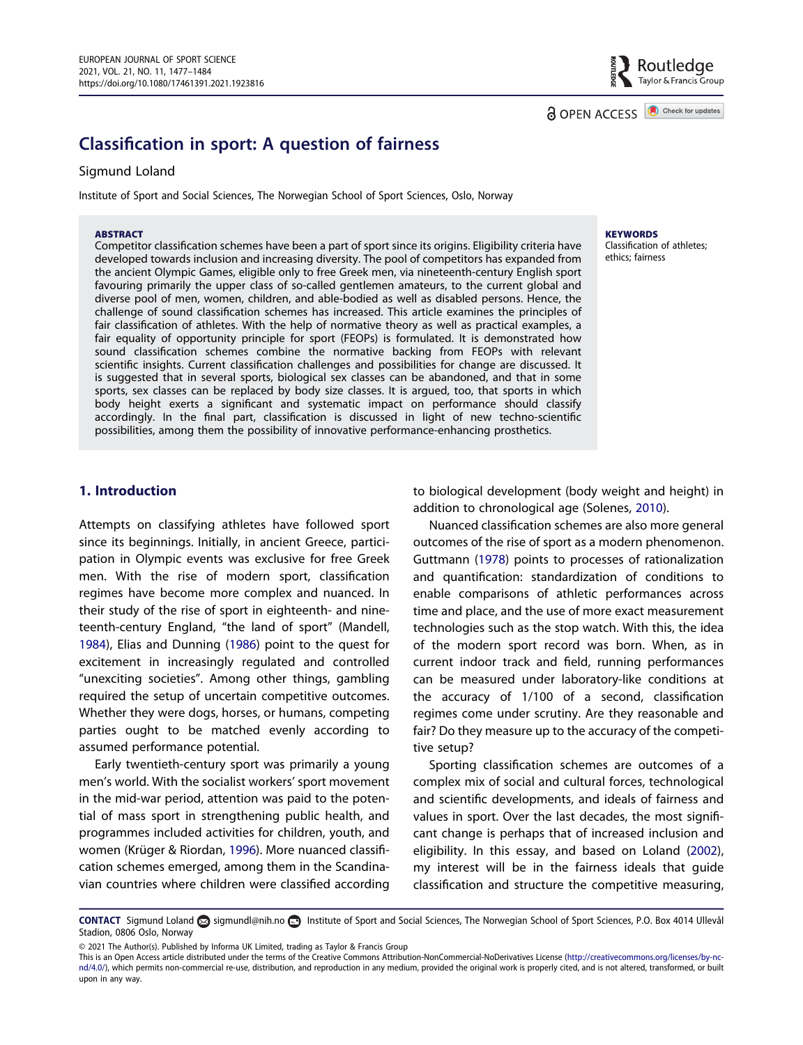# Classification in sport: A question of fairness

Sigmund Loland

Institute of Sport and Social Sciences, The Norwegian School of Sport Sciences, Oslo, Norway

**ABSTRACT**

Competitor classification schemes have been a part of sport since its origins. Eligibility criteria have developed towards inclusion and increasing diversity. The pool of competitors has expanded from the ancient Olympic Games, eligible only to free Greek men, via nineteenth-century English sport favouring primarily the upper class of so-called gentlemen amateurs, to the current global and diverse pool of men, women, children, and able-bodied as well as disabled persons. Hence, the challenge of sound classification schemes has increased. This article examines the principles of fair classification of athletes. With the help of normative theory as well as practical examples, a fair equality of opportunity principle for sport (FEOPs) is formulated. It is demonstrated how sound classification schemes combine the normative backing from FEOPs with relevant scientific insights. Current classification challenges and possibilities for change are discussed. It is suggested that in several sports, biological sex classes can be abandoned, and that in some sports, sex classes can be replaced by body size classes. It is argued, too, that sports in which body height exerts a significant and systematic impact on performance should classify accordingly. In the final part, classification is discussed in light of new techno-scientific possibilities, among them the possibility of innovative performance-enhancing prosthetics.

**KEYWORDS**

Classification of athletes; ethics; fairness

## 1. Introduction

Attempts on classifying athletes have followed sport since its beginnings. Initially, in ancient Greece, participation in Olympic events was exclusive for free Greek men. With the rise of modern sport, classification regimes have become more complex and nuanced. In their study of the rise of sport in eighteenth- and nineteenth-century England, "the land of sport" (Mandell, 1984), Elias and Dunning (1986) point to the quest for excitement in increasingly regulated and controlled "unexciting societies". Among other things, gambling required the setup of uncertain competitive outcomes. Whether they were dogs, horses, or humans, competing parties ought to be matched evenly according to assumed performance potential.

Early twentieth-century sport was primarily a young men's world. With the socialist workers' sport movement in the mid-war period, attention was paid to the potential of mass sport in strengthening public health, and programmes included activities for children, youth, and women (Krüger & Riordan, 1996). More nuanced classification schemes emerged, among them in the Scandinavian countries where children were classified according to biological development (body weight and height) in addition to chronological age (Solenes, 2010).

Nuanced classification schemes are also more general outcomes of the rise of sport as a modern phenomenon. Guttmann (1978) points to processes of rationalization and quantification: standardization of conditions to enable comparisons of athletic performances across time and place, and the use of more exact measurement technologies such as the stop watch. With this, the idea of the modern sport record was born. When, as in current indoor track and field, running performances can be measured under laboratory-like conditions at the accuracy of 1/100 of a second, classification regimes come under scrutiny. Are they reasonable and fair? Do they measure up to the accuracy of the competitive setup?

Sporting classification schemes are outcomes of a complex mix of social and cultural forces, technological and scientific developments, and ideals of fairness and values in sport. Over the last decades, the most significant change is perhaps that of increased inclusion and eligibility. In this essay, and based on Loland (2002), my interest will be in the fairness ideals that guide classification and structure the competitive measuring,

**CONTACT** Sigmund Loland sigmundl@nih.no Institute of Sport and Social Sciences, The Norwegian School of Sport Sciences, P.O. Box 4014 Ullevål Stadion, 0806 Oslo, Norway

© 2021 The Author(s). Published by Informa UK Limited, trading as Taylor & Francis Group

This is an Open Access article distributed under the terms of the Creative Commons Attribution-NonCommercial-NoDerivatives License (http://creativecommons.org/licenses/by-nc-nd/4.0/), which permits non-commercial re-use, distribution, and reproduction in any medium, provided the original work is properly cited, and is not altered, transformed, or built upon in any way.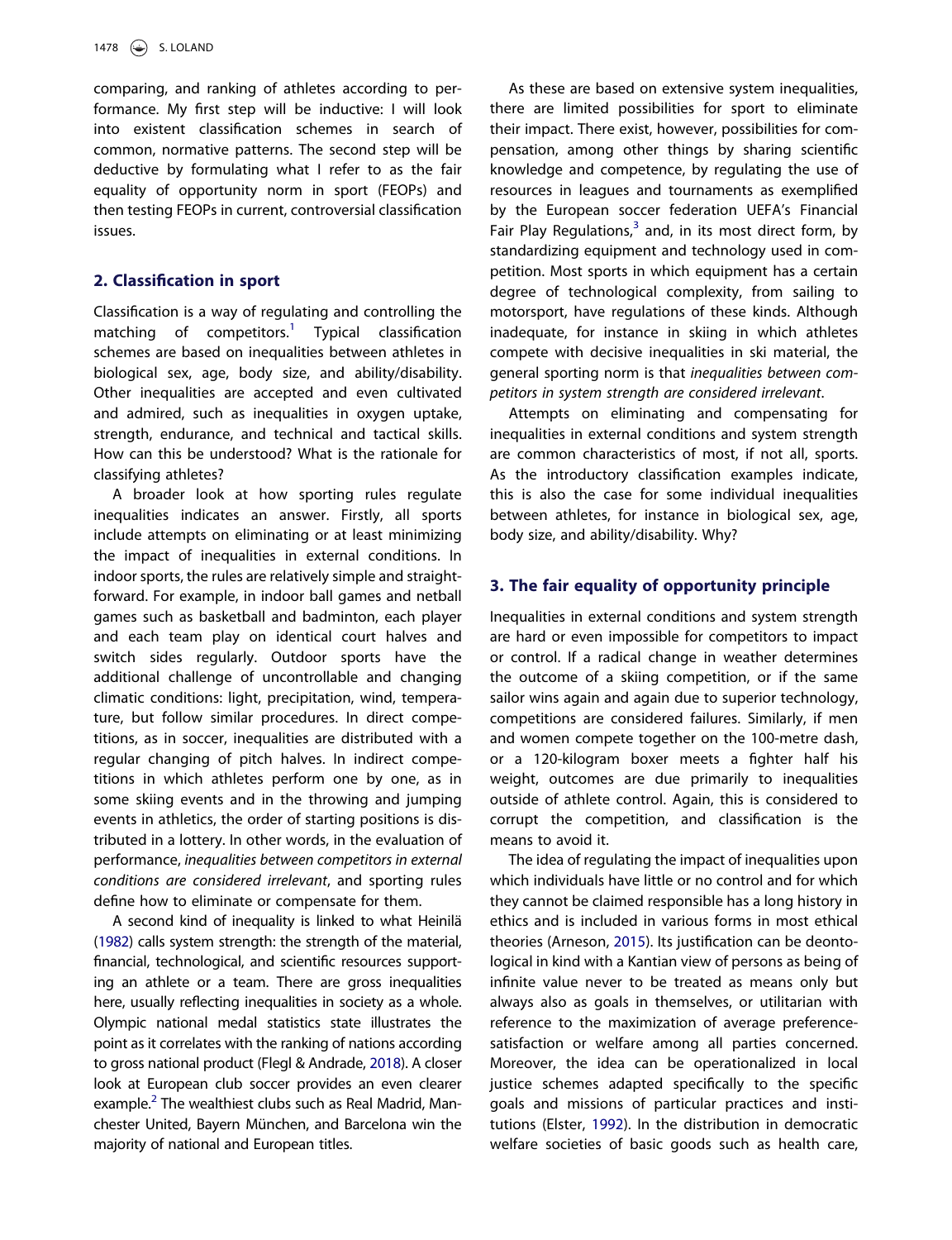comparing, and ranking of athletes according to performance. My first step will be inductive: I will look into existent classification schemes in search of common, normative patterns. The second step will be deductive by formulating what I refer to as the fair equality of opportunity norm in sport (FEOPs) and then testing FEOPs in current, controversial classification issues.

## 2. Classification in sport

Classification is a way of regulating and controlling the matching of competitors.[1] Typical classification schemes are based on inequalities between athletes in biological sex, age, body size, and ability/disability. Other inequalities are accepted and even cultivated and admired, such as inequalities in oxygen uptake, strength, endurance, and technical and tactical skills. How can this be understood? What is the rationale for classifying athletes?

A broader look at how sporting rules regulate inequalities indicates an answer. Firstly, all sports include attempts on eliminating or at least minimizing the impact of inequalities in external conditions. In indoor sports, the rules are relatively simple and straightforward. For example, in indoor ball games and netball games such as basketball and badminton, each player and each team play on identical court halves and switch sides regularly. Outdoor sports have the additional challenge of uncontrollable and changing climatic conditions: light, precipitation, wind, temperature, but follow similar procedures. In direct competitions, as in soccer, inequalities are distributed with a regular changing of pitch halves. In indirect competitions in which athletes perform one by one, as in some skiing events and in the throwing and jumping events in athletics, the order of starting positions is distributed in a lottery. In other words, in the evaluation of performance, *inequalities between competitors in external conditions are considered irrelevant*, and sporting rules define how to eliminate or compensate for them.

A second kind of inequality is linked to what Heinilä (1982) calls system strength: the strength of the material, financial, technological, and scientific resources supporting an athlete or a team. There are gross inequalities here, usually reflecting inequalities in society as a whole. Olympic national medal statistics state illustrates the point as it correlates with the ranking of nations according to gross national product (Flegl & Andrade, 2018). A closer look at European club soccer provides an even clearer example.[2] The wealthiest clubs such as Real Madrid, Manchester United, Bayern München, and Barcelona win the majority of national and European titles.

As these are based on extensive system inequalities, there are limited possibilities for sport to eliminate their impact. There exist, however, possibilities for compensation, among other things by sharing scientific knowledge and competence, by regulating the use of resources in leagues and tournaments as exemplified by the European soccer federation UEFA's Financial Fair Play Regulations,[3] and, in its most direct form, by standardizing equipment and technology used in competition. Most sports in which equipment has a certain degree of technological complexity, from sailing to motorsport, have regulations of these kinds. Although inadequate, for instance in skiing in which athletes compete with decisive inequalities in ski material, the general sporting norm is that *inequalities between competitors in system strength are considered irrelevant*.

Attempts on eliminating and compensating for inequalities in external conditions and system strength are common characteristics of most, if not all, sports. As the introductory classification examples indicate, this is also the case for some individual inequalities between athletes, for instance in biological sex, age, body size, and ability/disability. Why?

## 3. The fair equality of opportunity principle

Inequalities in external conditions and system strength are hard or even impossible for competitors to impact or control. If a radical change in weather determines the outcome of a skiing competition, or if the same sailor wins again and again due to superior technology, competitions are considered failures. Similarly, if men and women compete together on the 100-metre dash, or a 120-kilogram boxer meets a fighter half his weight, outcomes are due primarily to inequalities outside of athlete control. Again, this is considered to corrupt the competition, and classification is the means to avoid it.

The idea of regulating the impact of inequalities upon which individuals have little or no control and for which they cannot be claimed responsible has a long history in ethics and is included in various forms in most ethical theories (Arneson, 2015). Its justification can be deontological in kind with a Kantian view of persons as being of infinite value never to be treated as means only but always also as goals in themselves, or utilitarian with reference to the maximization of average preference-satisfaction or welfare among all parties concerned. Moreover, the idea can be operationalized in local justice schemes adapted specifically to the specific goals and missions of particular practices and institutions (Elster, 1992). In the distribution in democratic welfare societies of basic goods such as health care,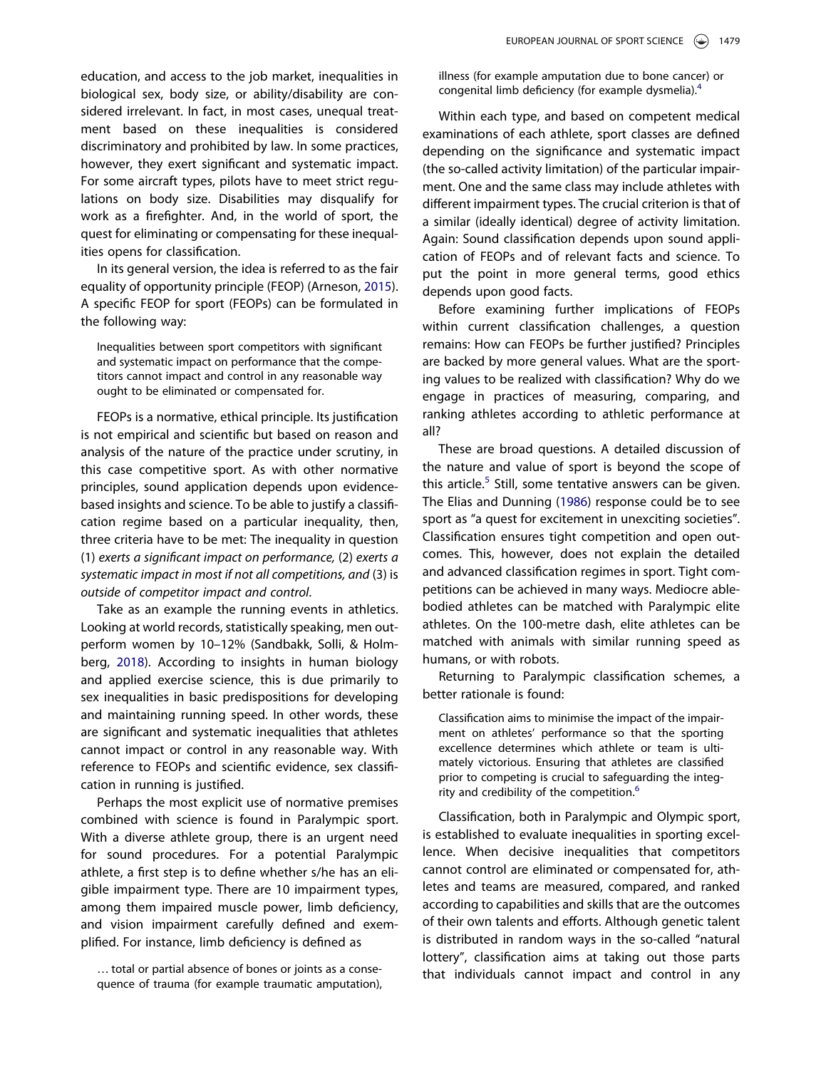education, and access to the job market, inequalities in biological sex, body size, or ability/disability are considered irrelevant. In fact, in most cases, unequal treatment based on these inequalities is considered discriminatory and prohibited by law. In some practices, however, they exert significant and systematic impact. For some aircraft types, pilots have to meet strict regulations on body size. Disabilities may disqualify for work as a firefighter. And, in the world of sport, the quest for eliminating or compensating for these inequalities opens for classification.

In its general version, the idea is referred to as the fair equality of opportunity principle (FEOP) (Arneson, 2015). A specific FEOP for sport (FEOPs) can be formulated in the following way:

> Inequalities between sport competitors with significant and systematic impact on performance that the competitors cannot impact and control in any reasonable way ought to be eliminated or compensated for.

FEOPs is a normative, ethical principle. Its justification is not empirical and scientific but based on reason and analysis of the nature of the practice under scrutiny, in this case competitive sport. As with other normative principles, sound application depends upon evidence-based insights and science. To be able to justify a classification regime based on a particular inequality, then, three criteria have to be met: The inequality in question (1) *exerts a significant impact on performance,* (2) *exerts a systematic impact in most if not all competitions, and* (3) is *outside of competitor impact and control*.

Take as an example the running events in athletics. Looking at world records, statistically speaking, men outperform women by 10–12% (Sandbakk, Solli, & Holmberg, 2018). According to insights in human biology and applied exercise science, this is due primarily to sex inequalities in basic predispositions for developing and maintaining running speed. In other words, these are significant and systematic inequalities that athletes cannot impact or control in any reasonable way. With reference to FEOPs and scientific evidence, sex classification in running is justified.

Perhaps the most explicit use of normative premises combined with science is found in Paralympic sport. With a diverse athlete group, there is an urgent need for sound procedures. For a potential Paralympic athlete, a first step is to define whether s/he has an eligible impairment type. There are 10 impairment types, among them impaired muscle power, limb deficiency, and vision impairment carefully defined and exemplified. For instance, limb deficiency is defined as

> … total or partial absence of bones or joints as a consequence of trauma (for example traumatic amputation), illness (for example amputation due to bone cancer) or congenital limb deficiency (for example dysmelia).[4]

Within each type, and based on competent medical examinations of each athlete, sport classes are defined depending on the significance and systematic impact (the so-called activity limitation) of the particular impairment. One and the same class may include athletes with different impairment types. The crucial criterion is that of a similar (ideally identical) degree of activity limitation. Again: Sound classification depends upon sound application of FEOPs and of relevant facts and science. To put the point in more general terms, good ethics depends upon good facts.

Before examining further implications of FEOPs within current classification challenges, a question remains: How can FEOPs be further justified? Principles are backed by more general values. What are the sporting values to be realized with classification? Why do we engage in practices of measuring, comparing, and ranking athletes according to athletic performance at all?

These are broad questions. A detailed discussion of the nature and value of sport is beyond the scope of this article.[5] Still, some tentative answers can be given. The Elias and Dunning (1986) response could be to see sport as "a quest for excitement in unexciting societies". Classification ensures tight competition and open outcomes. This, however, does not explain the detailed and advanced classification regimes in sport. Tight competitions can be achieved in many ways. Mediocre able-bodied athletes can be matched with Paralympic elite athletes. On the 100-metre dash, elite athletes can be matched with animals with similar running speed as humans, or with robots.

Returning to Paralympic classification schemes, a better rationale is found:

> Classification aims to minimise the impact of the impairment on athletes' performance so that the sporting excellence determines which athlete or team is ultimately victorious. Ensuring that athletes are classified prior to competing is crucial to safeguarding the integrity and credibility of the competition.[6]

Classification, both in Paralympic and Olympic sport, is established to evaluate inequalities in sporting excellence. When decisive inequalities that competitors cannot control are eliminated or compensated for, athletes and teams are measured, compared, and ranked according to capabilities and skills that are the outcomes of their own talents and efforts. Although genetic talent is distributed in random ways in the so-called "natural lottery", classification aims at taking out those parts that individuals cannot impact and control in any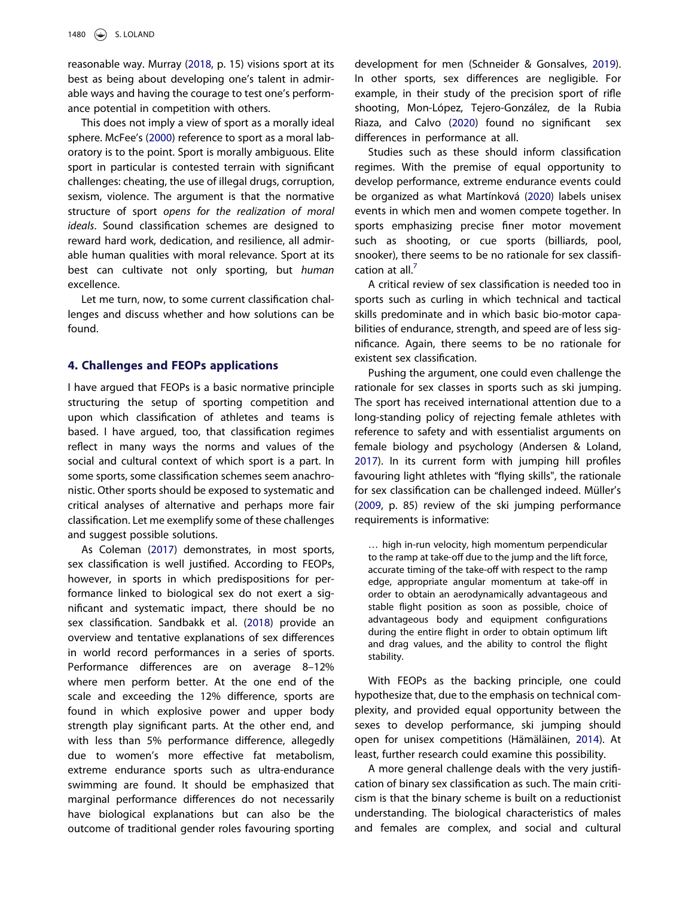reasonable way. Murray (2018, p. 15) visions sport at its best as being about developing one's talent in admirable ways and having the courage to test one's performance potential in competition with others.

This does not imply a view of sport as a morally ideal sphere. McFee's (2000) reference to sport as a moral laboratory is to the point. Sport is morally ambiguous. Elite sport in particular is contested terrain with significant challenges: cheating, the use of illegal drugs, corruption, sexism, violence. The argument is that the normative structure of sport *opens for the realization of moral ideals*. Sound classification schemes are designed to reward hard work, dedication, and resilience, all admirable human qualities with moral relevance. Sport at its best can cultivate not only sporting, but *human* excellence.

Let me turn, now, to some current classification challenges and discuss whether and how solutions can be found.

## 4. Challenges and FEOPs applications

I have argued that FEOPs is a basic normative principle structuring the setup of sporting competition and upon which classification of athletes and teams is based. I have argued, too, that classification regimes reflect in many ways the norms and values of the social and cultural context of which sport is a part. In some sports, some classification schemes seem anachronistic. Other sports should be exposed to systematic and critical analyses of alternative and perhaps more fair classification. Let me exemplify some of these challenges and suggest possible solutions.

As Coleman (2017) demonstrates, in most sports, sex classification is well justified. According to FEOPs, however, in sports in which predispositions for performance linked to biological sex do not exert a significant and systematic impact, there should be no sex classification. Sandbakk et al. (2018) provide an overview and tentative explanations of sex differences in world record performances in a series of sports. Performance differences are on average 8–12% where men perform better. At the one end of the scale and exceeding the 12% difference, sports are found in which explosive power and upper body strength play significant parts. At the other end, and with less than 5% performance difference, allegedly due to women's more effective fat metabolism, extreme endurance sports such as ultra-endurance swimming are found. It should be emphasized that marginal performance differences do not necessarily have biological explanations but can also be the outcome of traditional gender roles favouring sporting development for men (Schneider & Gonsalves, 2019). In other sports, sex differences are negligible. For example, in their study of the precision sport of rifle shooting, Mon-López, Tejero-González, de la Rubia Riaza, and Calvo (2020) found no significant sex differences in performance at all.

Studies such as these should inform classification regimes. With the premise of equal opportunity to develop performance, extreme endurance events could be organized as what Martínková (2020) labels unisex events in which men and women compete together. In sports emphasizing precise finer motor movement such as shooting, or cue sports (billiards, pool, snooker), there seems to be no rationale for sex classification at all.[7]

A critical review of sex classification is needed too in sports such as curling in which technical and tactical skills predominate and in which basic bio-motor capabilities of endurance, strength, and speed are of less significance. Again, there seems to be no rationale for existent sex classification.

Pushing the argument, one could even challenge the rationale for sex classes in sports such as ski jumping. The sport has received international attention due to a long-standing policy of rejecting female athletes with reference to safety and with essentialist arguments on female biology and psychology (Andersen & Loland, 2017). In its current form with jumping hill profiles favouring light athletes with "flying skills", the rationale for sex classification can be challenged indeed. Müller's (2009, p. 85) review of the ski jumping performance requirements is informative:

> … high in-run velocity, high momentum perpendicular to the ramp at take-off due to the jump and the lift force, accurate timing of the take-off with respect to the ramp edge, appropriate angular momentum at take-off in order to obtain an aerodynamically advantageous and stable flight position as soon as possible, choice of advantageous body and equipment configurations during the entire flight in order to obtain optimum lift and drag values, and the ability to control the flight stability.

With FEOPs as the backing principle, one could hypothesize that, due to the emphasis on technical complexity, and provided equal opportunity between the sexes to develop performance, ski jumping should open for unisex competitions (Hämäläinen, 2014). At least, further research could examine this possibility.

A more general challenge deals with the very justification of binary sex classification as such. The main criticism is that the binary scheme is built on a reductionist understanding. The biological characteristics of males and females are complex, and social and cultural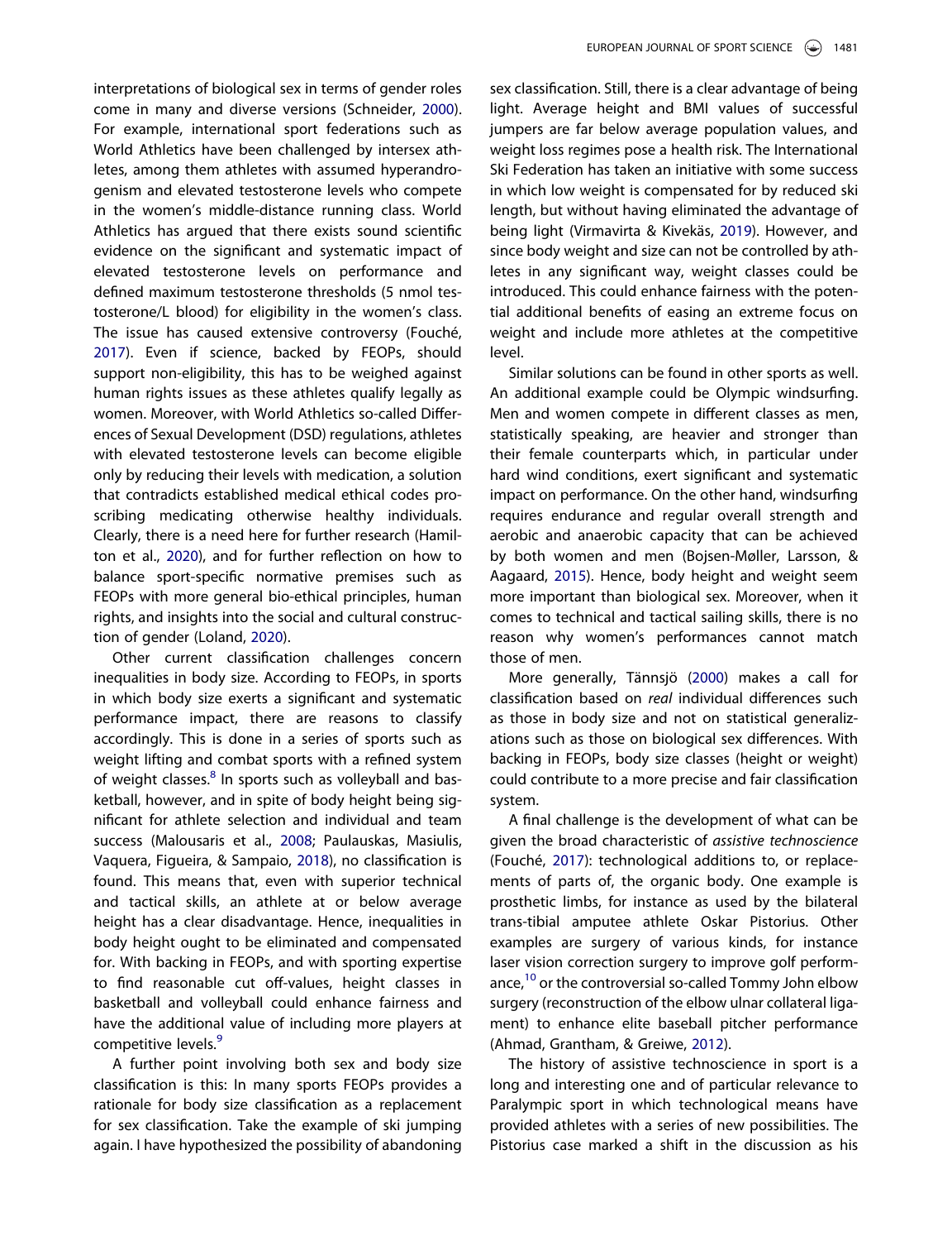interpretations of biological sex in terms of gender roles come in many and diverse versions (Schneider, 2000). For example, international sport federations such as World Athletics have been challenged by intersex athletes, among them athletes with assumed hyperandrogenism and elevated testosterone levels who compete in the women's middle-distance running class. World Athletics has argued that there exists sound scientific evidence on the significant and systematic impact of elevated testosterone levels on performance and defined maximum testosterone thresholds (5 nmol testosterone/L blood) for eligibility in the women's class. The issue has caused extensive controversy (Fouché, 2017). Even if science, backed by FEOPs, should support non-eligibility, this has to be weighed against human rights issues as these athletes qualify legally as women. Moreover, with World Athletics so-called Differences of Sexual Development (DSD) regulations, athletes with elevated testosterone levels can become eligible only by reducing their levels with medication, a solution that contradicts established medical ethical codes proscribing medicating otherwise healthy individuals. Clearly, there is a need here for further research (Hamilton et al., 2020), and for further reflection on how to balance sport-specific normative premises such as FEOPs with more general bio-ethical principles, human rights, and insights into the social and cultural construction of gender (Loland, 2020).

Other current classification challenges concern inequalities in body size. According to FEOPs, in sports in which body size exerts a significant and systematic performance impact, there are reasons to classify accordingly. This is done in a series of sports such as weight lifting and combat sports with a refined system of weight classes.[8] In sports such as volleyball and basketball, however, and in spite of body height being significant for athlete selection and individual and team success (Malousaris et al., 2008; Paulauskas, Masiulis, Vaquera, Figueira, & Sampaio, 2018), no classification is found. This means that, even with superior technical and tactical skills, an athlete at or below average height has a clear disadvantage. Hence, inequalities in body height ought to be eliminated and compensated for. With backing in FEOPs, and with sporting expertise to find reasonable cut off-values, height classes in basketball and volleyball could enhance fairness and have the additional value of including more players at competitive levels.[9]

A further point involving both sex and body size classification is this: In many sports FEOPs provides a rationale for body size classification as a replacement for sex classification. Take the example of ski jumping again. I have hypothesized the possibility of abandoning sex classification. Still, there is a clear advantage of being light. Average height and BMI values of successful jumpers are far below average population values, and weight loss regimes pose a health risk. The International Ski Federation has taken an initiative with some success in which low weight is compensated for by reduced ski length, but without having eliminated the advantage of being light (Virmavirta & Kivekäs, 2019). However, and since body weight and size can not be controlled by athletes in any significant way, weight classes could be introduced. This could enhance fairness with the potential additional benefits of easing an extreme focus on weight and include more athletes at the competitive level.

Similar solutions can be found in other sports as well. An additional example could be Olympic windsurfing. Men and women compete in different classes as men, statistically speaking, are heavier and stronger than their female counterparts which, in particular under hard wind conditions, exert significant and systematic impact on performance. On the other hand, windsurfing requires endurance and regular overall strength and aerobic and anaerobic capacity that can be achieved by both women and men (Bojsen-Møller, Larsson, & Aagaard, 2015). Hence, body height and weight seem more important than biological sex. Moreover, when it comes to technical and tactical sailing skills, there is no reason why women's performances cannot match those of men.

More generally, Tännsjö (2000) makes a call for classification based on *real* individual differences such as those in body size and not on statistical generalizations such as those on biological sex differences. With backing in FEOPs, body size classes (height or weight) could contribute to a more precise and fair classification system.

A final challenge is the development of what can be given the broad characteristic of *assistive technoscience* (Fouché, 2017): technological additions to, or replacements of parts of, the organic body. One example is prosthetic limbs, for instance as used by the bilateral trans-tibial amputee athlete Oskar Pistorius. Other examples are surgery of various kinds, for instance laser vision correction surgery to improve golf performance,[10] or the controversial so-called Tommy John elbow surgery (reconstruction of the elbow ulnar collateral ligament) to enhance elite baseball pitcher performance (Ahmad, Grantham, & Greiwe, 2012).

The history of assistive technoscience in sport is a long and interesting one and of particular relevance to Paralympic sport in which technological means have provided athletes with a series of new possibilities. The Pistorius case marked a shift in the discussion as his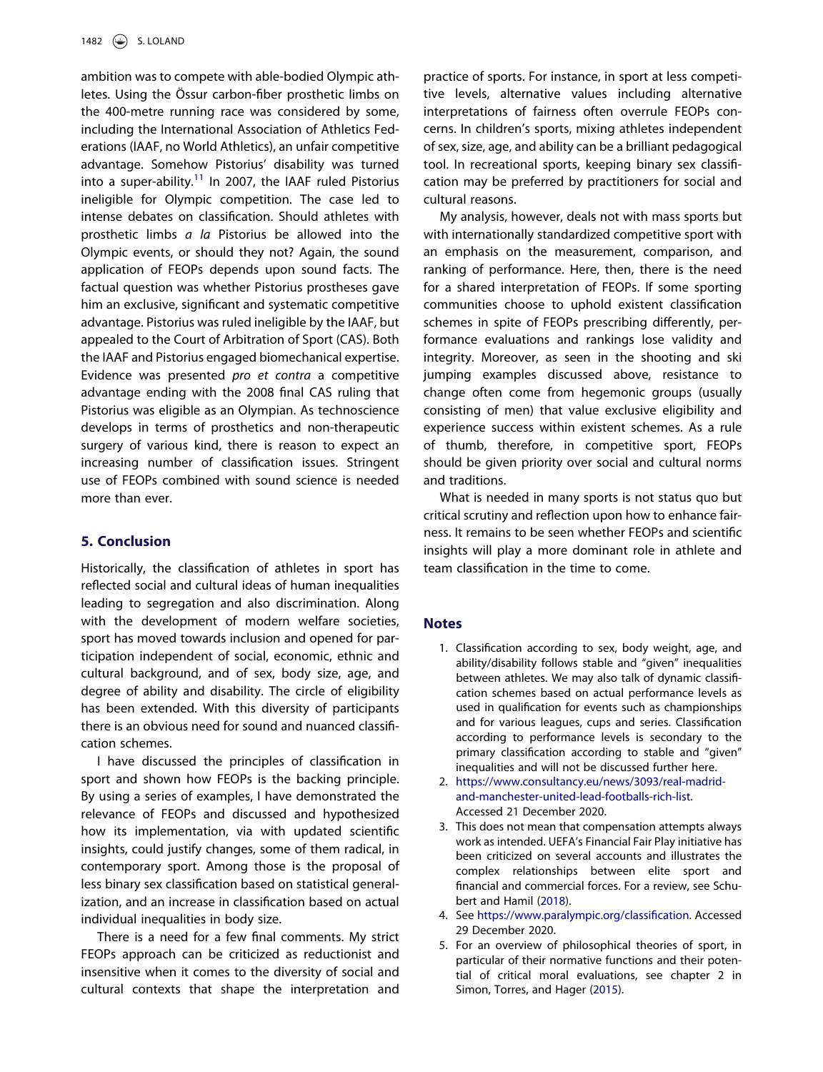ambition was to compete with able-bodied Olympic athletes. Using the Össur carbon-fiber prosthetic limbs on the 400-metre running race was considered by some, including the International Association of Athletics Federations (IAAF, no World Athletics), an unfair competitive advantage. Somehow Pistorius' disability was turned into a super-ability.[11] In 2007, the IAAF ruled Pistorius ineligible for Olympic competition. The case led to intense debates on classification. Should athletes with prosthetic limbs *a la* Pistorius be allowed into the Olympic events, or should they not? Again, the sound application of FEOPs depends upon sound facts. The factual question was whether Pistorius prostheses gave him an exclusive, significant and systematic competitive advantage. Pistorius was ruled ineligible by the IAAF, but appealed to the Court of Arbitration of Sport (CAS). Both the IAAF and Pistorius engaged biomechanical expertise. Evidence was presented *pro et contra* a competitive advantage ending with the 2008 final CAS ruling that Pistorius was eligible as an Olympian. As technoscience develops in terms of prosthetics and non-therapeutic surgery of various kind, there is reason to expect an increasing number of classification issues. Stringent use of FEOPs combined with sound science is needed more than ever.

## 5. Conclusion

Historically, the classification of athletes in sport has reflected social and cultural ideas of human inequalities leading to segregation and also discrimination. Along with the development of modern welfare societies, sport has moved towards inclusion and opened for participation independent of social, economic, ethnic and cultural background, and of sex, body size, age, and degree of ability and disability. The circle of eligibility has been extended. With this diversity of participants there is an obvious need for sound and nuanced classification schemes.

I have discussed the principles of classification in sport and shown how FEOPs is the backing principle. By using a series of examples, I have demonstrated the relevance of FEOPs and discussed and hypothesized how its implementation, via with updated scientific insights, could justify changes, some of them radical, in contemporary sport. Among those is the proposal of less binary sex classification based on statistical generalization, and an increase in classification based on actual individual inequalities in body size.

There is a need for a few final comments. My strict FEOPs approach can be criticized as reductionist and insensitive when it comes to the diversity of social and cultural contexts that shape the interpretation and practice of sports. For instance, in sport at less competitive levels, alternative values including alternative interpretations of fairness often overrule FEOPs concerns. In children's sports, mixing athletes independent of sex, size, age, and ability can be a brilliant pedagogical tool. In recreational sports, keeping binary sex classification may be preferred by practitioners for social and cultural reasons.

My analysis, however, deals not with mass sports but with internationally standardized competitive sport with an emphasis on the measurement, comparison, and ranking of performance. Here, then, there is the need for a shared interpretation of FEOPs. If some sporting communities choose to uphold existent classification schemes in spite of FEOPs prescribing differently, performance evaluations and rankings lose validity and integrity. Moreover, as seen in the shooting and ski jumping examples discussed above, resistance to change often come from hegemonic groups (usually consisting of men) that value exclusive eligibility and experience success within existent schemes. As a rule of thumb, therefore, in competitive sport, FEOPs should be given priority over social and cultural norms and traditions.

What is needed in many sports is not status quo but critical scrutiny and reflection upon how to enhance fairness. It remains to be seen whether FEOPs and scientific insights will play a more dominant role in athlete and team classification in the time to come.

## Notes

1. Classification according to sex, body weight, age, and ability/disability follows stable and "given" inequalities between athletes. We may also talk of dynamic classification schemes based on actual performance levels as used in qualification for events such as championships and for various leagues, cups and series. Classification according to performance levels is secondary to the primary classification according to stable and "given" inequalities and will not be discussed further here.
2. https://www.consultancy.eu/news/3093/real-madrid-and-manchester-united-lead-footballs-rich-list. Accessed 21 December 2020.
3. This does not mean that compensation attempts always work as intended. UEFA's Financial Fair Play initiative has been criticized on several accounts and illustrates the complex relationships between elite sport and financial and commercial forces. For a review, see Schubert and Hamil (2018).
4. See https://www.paralympic.org/classification. Accessed 29 December 2020.
5. For an overview of philosophical theories of sport, in particular of their normative functions and their potential of critical moral evaluations, see chapter 2 in Simon, Torres, and Hager (2015).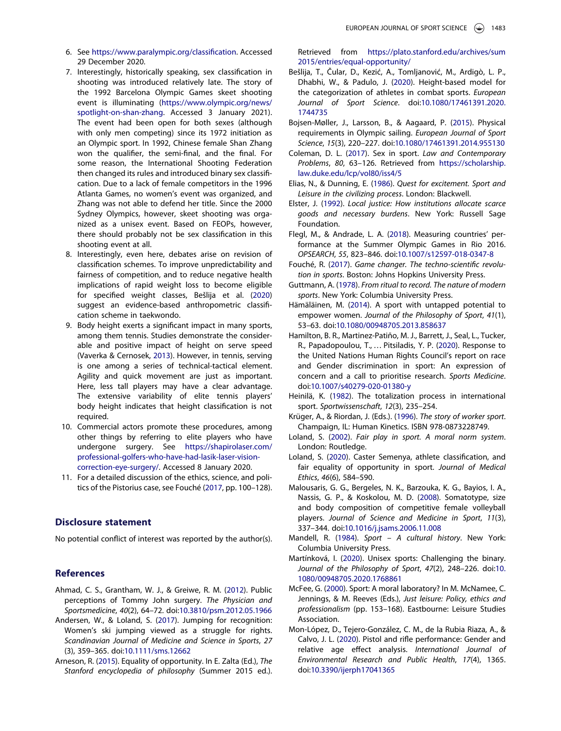6. See https://www.paralympic.org/classification. Accessed 29 December 2020.
7. Interestingly, historically speaking, sex classification in shooting was introduced relatively late. The story of the 1992 Barcelona Olympic Games skeet shooting event is illuminating (https://www.olympic.org/news/spotlight-on-shan-zhang. Accessed 3 January 2021). The event had been open for both sexes (although with only men competing) since its 1972 initiation as an Olympic sport. In 1992, Chinese female Shan Zhang won the qualifier, the semi-final, and the final. For some reason, the International Shooting Federation then changed its rules and introduced binary sex classification. Due to a lack of female competitors in the 1996 Atlanta Games, no women's event was organized, and Zhang was not able to defend her title. Since the 2000 Sydney Olympics, however, skeet shooting was organized as a unisex event. Based on FEOPs, however, there should probably not be sex classification in this shooting event at all.
8. Interestingly, even here, debates arise on revision of classification schemes. To improve unpredictability and fairness of competition, and to reduce negative health implications of rapid weight loss to become eligible for specified weight classes, Bešlija et al. (2020) suggest an evidence-based anthropometric classification scheme in taekwondo.
9. Body height exerts a significant impact in many sports, among them tennis. Studies demonstrate the considerable and positive impact of height on serve speed (Vaverka & Cernosek, 2013). However, in tennis, serving is one among a series of technical-tactical element. Agility and quick movement are just as important. Here, less tall players may have a clear advantage. The extensive variability of elite tennis players' body height indicates that height classification is not required.
10. Commercial actors promote these procedures, among other things by referring to elite players who have undergone surgery. See https://shapirolaser.com/professional-golfers-who-have-had-lasik-laser-vision-correction-eye-surgery/. Accessed 8 January 2020.
11. For a detailed discussion of the ethics, science, and politics of the Pistorius case, see Fouché (2017, pp. 100–128).

## Disclosure statement

No potential conflict of interest was reported by the author(s).

## References

Ahmad, C. S., Grantham, W. J., & Greiwe, R. M. (2012). Public perceptions of Tommy John surgery. *The Physician and Sportsmedicine*, *40*(2), 64–72. doi:10.3810/psm.2012.05.1966

Andersen, W., & Loland, S. (2017). Jumping for recognition: Women's ski jumping viewed as a struggle for rights. *Scandinavian Journal of Medicine and Science in Sports*, *27* (3), 359–365. doi:10.1111/sms.12662

Arneson, R. (2015). Equality of opportunity. In E. Zalta (Ed.), *The Stanford encyclopedia of philosophy* (Summer 2015 ed.). Retrieved from https://plato.stanford.edu/archives/sum2015/entries/equal-opportunity/

Bešlija, T., Čular, D., Kezić, A., Tomljanović, M., Ardigò, L. P., Dhabhi, W., & Padulo, J. (2020). Height-based model for the categorization of athletes in combat sports. *European Journal of Sport Science*. doi:10.1080/17461391.2020.1744735

Bojsen-Møller, J., Larsson, B., & Aagaard, P. (2015). Physical requirements in Olympic sailing. *European Journal of Sport Science*, *15*(3), 220–227. doi:10.1080/17461391.2014.955130

Coleman, D. L. (2017). Sex in sport. *Law and Contemporary Problems*, *80*, 63–126. Retrieved from https://scholarship.law.duke.edu/lcp/vol80/iss4/5

Elias, N., & Dunning, E. (1986). *Quest for excitement. Sport and Leisure in the civilizing process*. London: Blackwell.

Elster, J. (1992). *Local justice: How institutions allocate scarce goods and necessary burdens*. New York: Russell Sage Foundation.

Flegl, M., & Andrade, L. A. (2018). Measuring countries' performance at the Summer Olympic Games in Rio 2016. *OPSEARCH*, *55*, 823–846. doi:10.1007/s12597-018-0347-8

Fouché, R. (2017). *Game changer. The techno-scientific revolution in sports*. Boston: Johns Hopkins University Press.

Guttmann, A. (1978). *From ritual to record. The nature of modern sports*. New York: Columbia University Press.

Hämäläinen, M. (2014). A sport with untapped potential to empower women. *Journal of the Philosophy of Sport*, *41*(1), 53–63. doi:10.1080/00948705.2013.858637

Hamilton, B. R., Martinez-Patiño, M. J., Barrett, J., Seal, L., Tucker, R., Papadopoulou, T., … Pitsiladis, Y. P. (2020). Response to the United Nations Human Rights Council's report on race and Gender discrimination in sport: An expression of concern and a call to prioritise research. *Sports Medicine*. doi:10.1007/s40279-020-01380-y

Heinilä, K. (1982). The totalization process in international sport. *Sportwissenschaft*, *12*(3), 235–254.

Krüger, A., & Riordan, J. (Eds.). (1996). *The story of worker sport*. Champaign, IL: Human Kinetics. ISBN 978-0873228749.

Loland, S. (2002). *Fair play in sport. A moral norm system*. London: Routledge.

Loland, S. (2020). Caster Semenya, athlete classification, and fair equality of opportunity in sport. *Journal of Medical Ethics*, *46*(6), 584–590.

Malousaris, G. G., Bergeles, N. K., Barzouka, K. G., Bayios, I. A., Nassis, G. P., & Koskolou, M. D. (2008). Somatotype, size and body composition of competitive female volleyball players. *Journal of Science and Medicine in Sport*, *11*(3), 337–344. doi:10.1016/j.jsams.2006.11.008

Mandell, R. (1984). *Sport – A cultural history*. New York: Columbia University Press.

Martínková, I. (2020). Unisex sports: Challenging the binary. *Journal of the Philosophy of Sport*, *47*(2), 248–226. doi:10.1080/00948705.2020.1768861

McFee, G. (2000). Sport: A moral laboratory? In M. McNamee, C. Jennings, & M. Reeves (Eds.), *Just leisure: Policy, ethics and professionalism* (pp. 153–168). Eastbourne: Leisure Studies Association.

Mon-López, D., Tejero-González, C. M., de la Rubia Riaza, A., & Calvo, J. L. (2020). Pistol and rifle performance: Gender and relative age effect analysis. *International Journal of Environmental Research and Public Health*, *17*(4), 1365. doi:10.3390/ijerph17041365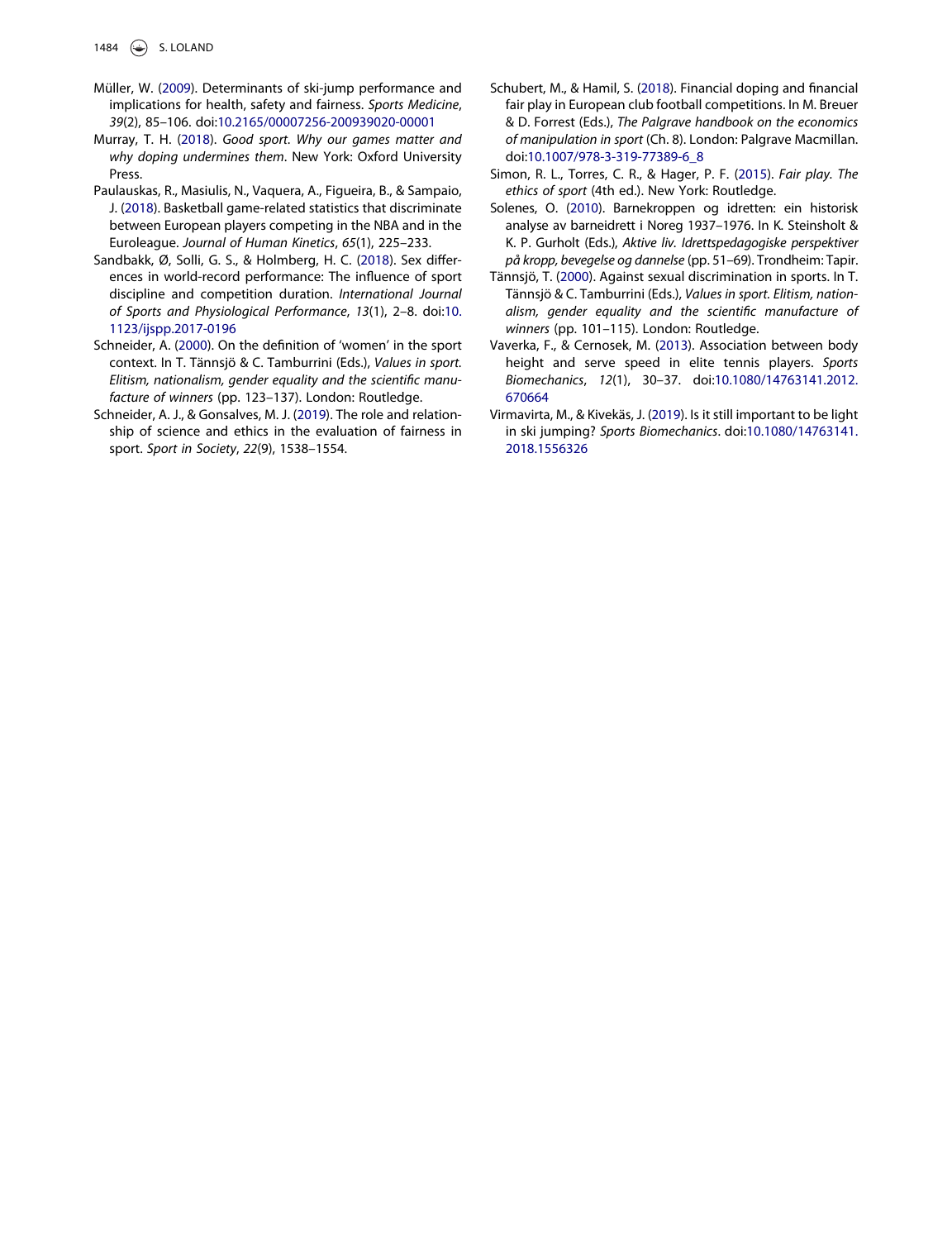Müller, W. (2009). Determinants of ski-jump performance and implications for health, safety and fairness. *Sports Medicine*, *39*(2), 85–106. doi:10.2165/00007256-200939020-00001

Murray, T. H. (2018). *Good sport. Why our games matter and why doping undermines them*. New York: Oxford University Press.

Paulauskas, R., Masiulis, N., Vaquera, A., Figueira, B., & Sampaio, J. (2018). Basketball game-related statistics that discriminate between European players competing in the NBA and in the Euroleague. *Journal of Human Kinetics*, *65*(1), 225–233.

Sandbakk, Ø, Solli, G. S., & Holmberg, H. C. (2018). Sex differences in world-record performance: The influence of sport discipline and competition duration. *International Journal of Sports and Physiological Performance*, *13*(1), 2–8. doi:10.1123/ijspp.2017-0196

Schneider, A. (2000). On the definition of 'women' in the sport context. In T. Tännsjö & C. Tamburrini (Eds.), *Values in sport. Elitism, nationalism, gender equality and the scientific manufacture of winners* (pp. 123–137). London: Routledge.

Schneider, A. J., & Gonsalves, M. J. (2019). The role and relationship of science and ethics in the evaluation of fairness in sport. *Sport in Society*, *22*(9), 1538–1554.

Schubert, M., & Hamil, S. (2018). Financial doping and financial fair play in European club football competitions. In M. Breuer & D. Forrest (Eds.), *The Palgrave handbook on the economics of manipulation in sport* (Ch. 8). London: Palgrave Macmillan. doi:10.1007/978-3-319-77389-6_8

Simon, R. L., Torres, C. R., & Hager, P. F. (2015). *Fair play. The ethics of sport* (4th ed.). New York: Routledge.

Solenes, O. (2010). Barnekroppen og idretten: ein historisk analyse av barneidrett i Noreg 1937–1976. In K. Steinsholt & K. P. Gurholt (Eds.), *Aktive liv. Idrettspedagogiske perspektiver på kropp, bevegelse og dannelse* (pp. 51–69). Trondheim: Tapir.

Tännsjö, T. (2000). Against sexual discrimination in sports. In T. Tännsjö & C. Tamburrini (Eds.), *Values in sport. Elitism, nationalism, gender equality and the scientific manufacture of winners* (pp. 101–115). London: Routledge.

Vaverka, F., & Cernosek, M. (2013). Association between body height and serve speed in elite tennis players. *Sports Biomechanics*, *12*(1), 30–37. doi:10.1080/14763141.2012.670664

Virmavirta, M., & Kivekäs, J. (2019). Is it still important to be light in ski jumping? *Sports Biomechanics*. doi:10.1080/14763141.2018.1556326